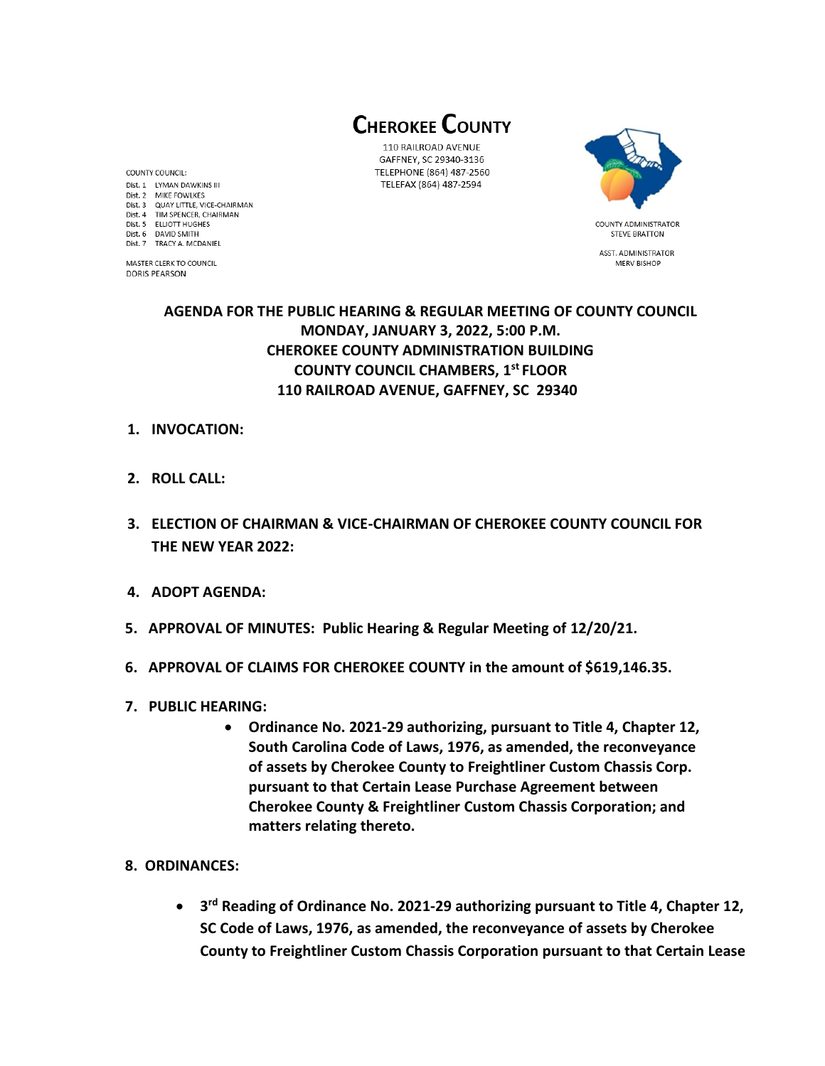# CHEROKEE COUNTY

110 RAILROAD AVENUE
GAFFNEY, SC 29340-3136
TELEPHONE (864) 487-2560
TELEFAX (864) 487-2594

COUNTY COUNCIL:
Dist. 1 LYMAN DAWKINS III
Dist. 2 MIKE FOWLKES
Dist. 3 QUAY LITTLE, VICE-CHAIRMAN
Dist. 4 TIM SPENCER, CHAIRMAN
Dist. 5 ELLIOTT HUGHES
Dist. 6 DAVID SMITH
Dist. 7 TRACY A. MCDANIEL

MASTER CLERK TO COUNCIL
DORIS PEARSON

COUNTY ADMINISTRATOR
STEVE BRATTON

ASST. ADMINISTRATOR
MERV BISHOP

## AGENDA FOR THE PUBLIC HEARING & REGULAR MEETING OF COUNTY COUNCIL
## MONDAY, JANUARY 3, 2022, 5:00 P.M.
## CHEROKEE COUNTY ADMINISTRATION BUILDING
## COUNTY COUNCIL CHAMBERS, 1st FLOOR
## 110 RAILROAD AVENUE, GAFFNEY, SC 29340

1. **INVOCATION:**

2. **ROLL CALL:**

3. **ELECTION OF CHAIRMAN & VICE-CHAIRMAN OF CHEROKEE COUNTY COUNCIL FOR THE NEW YEAR 2022:**

4. **ADOPT AGENDA:**

5. **APPROVAL OF MINUTES: Public Hearing & Regular Meeting of 12/20/21.**

6. **APPROVAL OF CLAIMS FOR CHEROKEE COUNTY in the amount of $619,146.35.**

7. **PUBLIC HEARING:**
   - **Ordinance No. 2021-29 authorizing, pursuant to Title 4, Chapter 12, South Carolina Code of Laws, 1976, as amended, the reconveyance of assets by Cherokee County to Freightliner Custom Chassis Corp. pursuant to that Certain Lease Purchase Agreement between Cherokee County & Freightliner Custom Chassis Corporation; and matters relating thereto.**

8. **ORDINANCES:**
   - **3rd Reading of Ordinance No. 2021-29 authorizing pursuant to Title 4, Chapter 12, SC Code of Laws, 1976, as amended, the reconveyance of assets by Cherokee County to Freightliner Custom Chassis Corporation pursuant to that Certain Lease**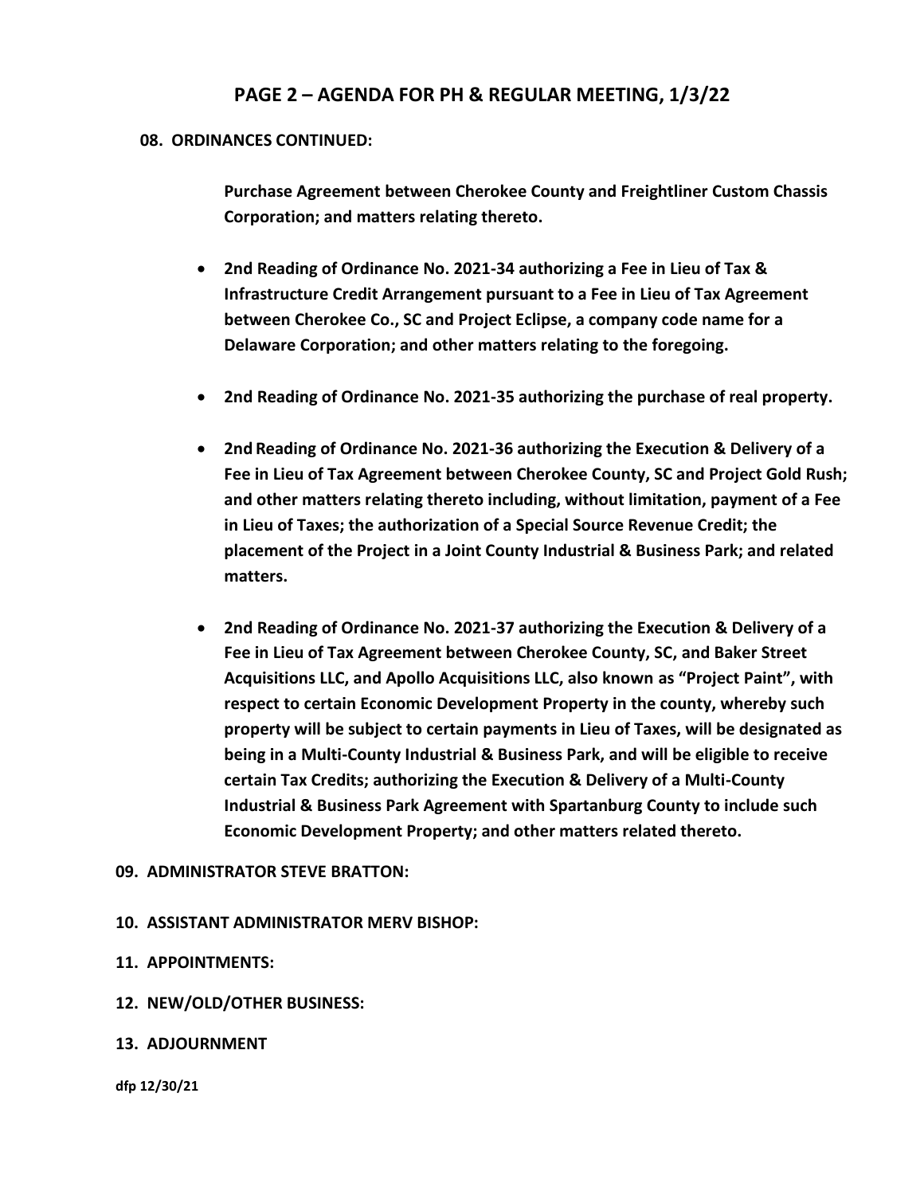# PAGE 2 – AGENDA FOR PH & REGULAR MEETING, 1/3/22

**08. ORDINANCES CONTINUED:**

**Purchase Agreement between Cherokee County and Freightliner Custom Chassis Corporation; and matters relating thereto.**

- **2nd Reading of Ordinance No. 2021-34 authorizing a Fee in Lieu of Tax & Infrastructure Credit Arrangement pursuant to a Fee in Lieu of Tax Agreement between Cherokee Co., SC and Project Eclipse, a company code name for a Delaware Corporation; and other matters relating to the foregoing.**

- **2nd Reading of Ordinance No. 2021-35 authorizing the purchase of real property.**

- **2nd Reading of Ordinance No. 2021-36 authorizing the Execution & Delivery of a Fee in Lieu of Tax Agreement between Cherokee County, SC and Project Gold Rush; and other matters relating thereto including, without limitation, payment of a Fee in Lieu of Taxes; the authorization of a Special Source Revenue Credit; the placement of the Project in a Joint County Industrial & Business Park; and related matters.**

- **2nd Reading of Ordinance No. 2021-37 authorizing the Execution & Delivery of a Fee in Lieu of Tax Agreement between Cherokee County, SC, and Baker Street Acquisitions LLC, and Apollo Acquisitions LLC, also known as "Project Paint", with respect to certain Economic Development Property in the county, whereby such property will be subject to certain payments in Lieu of Taxes, will be designated as being in a Multi-County Industrial & Business Park, and will be eligible to receive certain Tax Credits; authorizing the Execution & Delivery of a Multi-County Industrial & Business Park Agreement with Spartanburg County to include such Economic Development Property; and other matters related thereto.**

**09. ADMINISTRATOR STEVE BRATTON:**

**10. ASSISTANT ADMINISTRATOR MERV BISHOP:**

**11. APPOINTMENTS:**

**12. NEW/OLD/OTHER BUSINESS:**

**13. ADJOURNMENT**

**dfp 12/30/21**